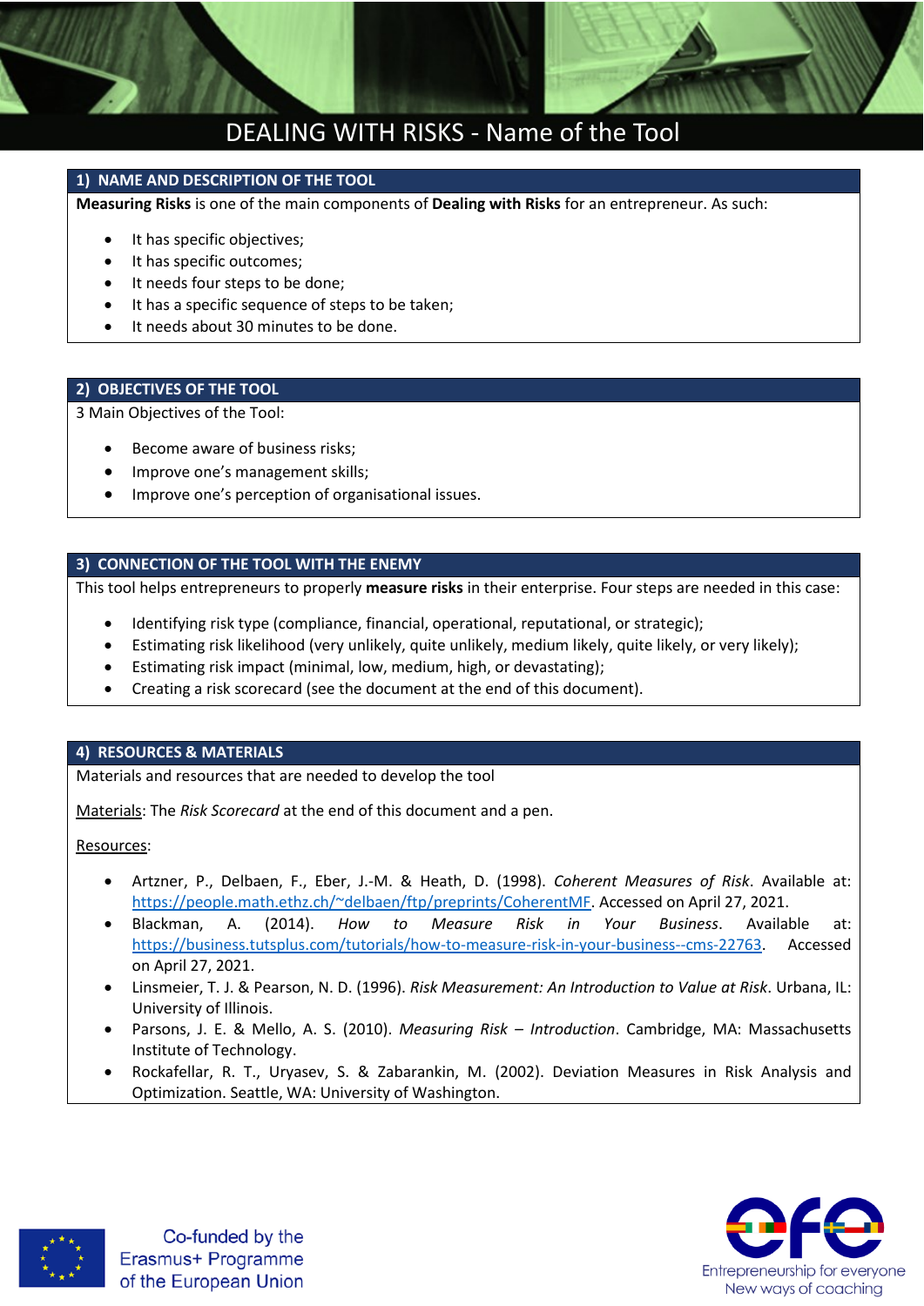# DEALING WITH RISKS - Name of the Tool

## 1) NAME AND DESCRIPTION OF THE TOOL

**Measuring Risks** is one of the main components of **Dealing with Risks** for an entrepreneur. As such:

- It has specific objectives;
- It has specific outcomes;
- It needs four steps to be done;
- It has a specific sequence of steps to be taken;
- It needs about 30 minutes to be done.

## 2) OBJECTIVES OF THE TOOL

3 Main Objectives of the Tool:

- Become aware of business risks;
- Improve one's management skills;
- Improve one's perception of organisational issues.

## 3) CONNECTION OF THE TOOL WITH THE ENEMY

This tool helps entrepreneurs to properly **measure risks** in their enterprise. Four steps are needed in this case:

- Identifying risk type (compliance, financial, operational, reputational, or strategic);
- Estimating risk likelihood (very unlikely, quite unlikely, medium likely, quite likely, or very likely);
- Estimating risk impact (minimal, low, medium, high, or devastating);
- Creating a risk scorecard (see the document at the end of this document).

## 4) RESOURCES & MATERIALS

Materials and resources that are needed to develop the tool

Materials: The *Risk Scorecard* at the end of this document and a pen.

Resources:

- Artzner, P., Delbaen, F., Eber, J.-M. & Heath, D. (1998). *Coherent Measures of Risk*. Available at: https://people.math.ethz.ch/~delbaen/ftp/preprints/CoherentMF. Accessed on April 27, 2021.
- Blackman, A. (2014). *How to Measure Risk in Your Business*. Available at: https://business.tutsplus.com/tutorials/how-to-measure-risk-in-your-business--cms-22763. Accessed on April 27, 2021.
- Linsmeier, T. J. & Pearson, N. D. (1996). *Risk Measurement: An Introduction to Value at Risk*. Urbana, IL: University of Illinois.
- Parsons, J. E. & Mello, A. S. (2010). *Measuring Risk – Introduction*. Cambridge, MA: Massachusetts Institute of Technology.
- Rockafellar, R. T., Uryasev, S. & Zabarankin, M. (2002). Deviation Measures in Risk Analysis and Optimization. Seattle, WA: University of Washington.

Co-funded by the Erasmus+ Programme of the European Union

efe – Entrepreneurship for everyone – New ways of coaching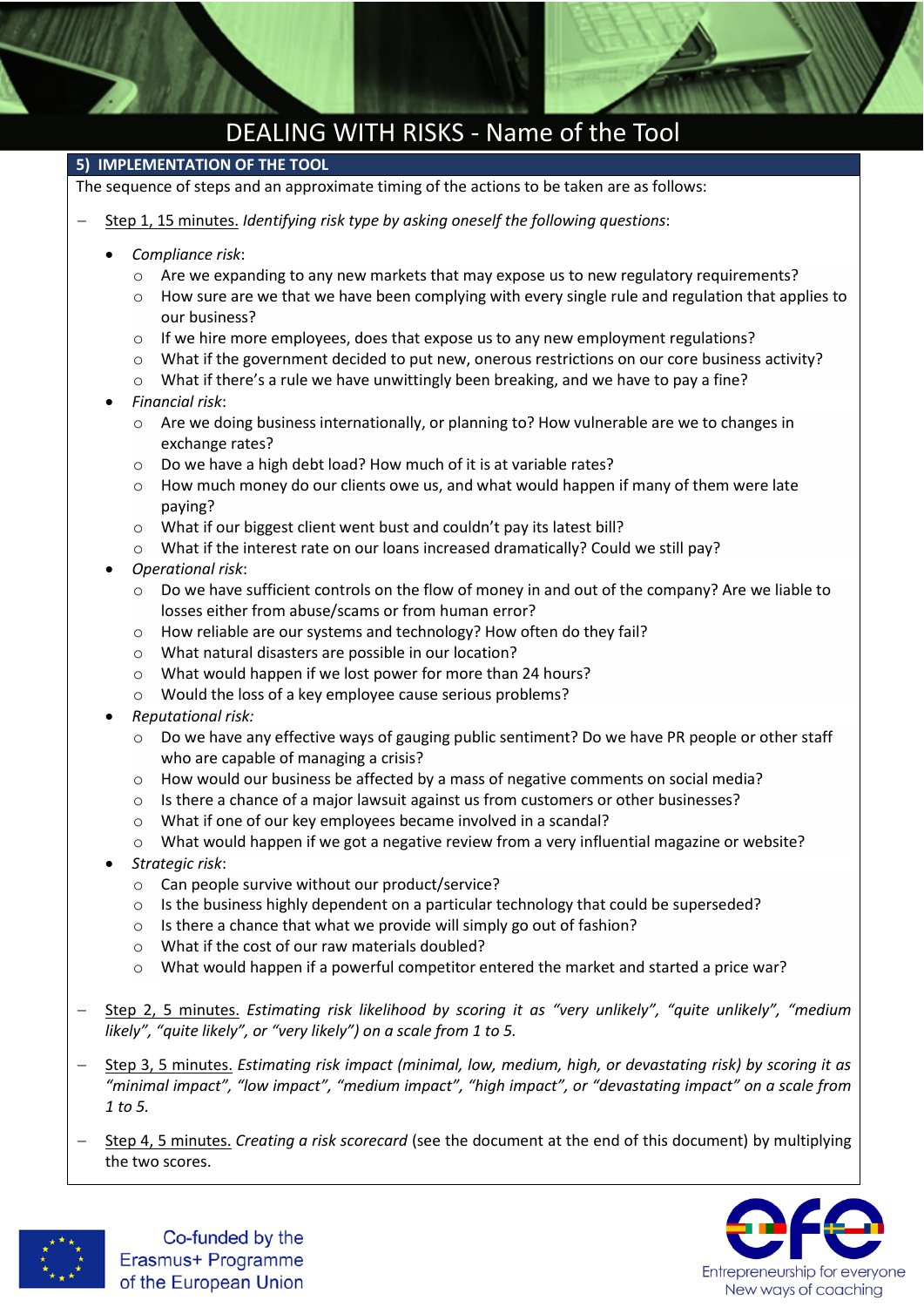# DEALING WITH RISKS - Name of the Tool

## 5) IMPLEMENTATION OF THE TOOL

The sequence of steps and an approximate timing of the actions to be taken are as follows:

- Step 1, 15 minutes. *Identifying risk type by asking oneself the following questions*:
  - *Compliance risk*:
    - Are we expanding to any new markets that may expose us to new regulatory requirements?
    - How sure are we that we have been complying with every single rule and regulation that applies to our business?
    - If we hire more employees, does that expose us to any new employment regulations?
    - What if the government decided to put new, onerous restrictions on our core business activity?
    - What if there's a rule we have unwittingly been breaking, and we have to pay a fine?
  - *Financial risk*:
    - Are we doing business internationally, or planning to? How vulnerable are we to changes in exchange rates?
    - Do we have a high debt load? How much of it is at variable rates?
    - How much money do our clients owe us, and what would happen if many of them were late paying?
    - What if our biggest client went bust and couldn't pay its latest bill?
    - What if the interest rate on our loans increased dramatically? Could we still pay?
  - *Operational risk*:
    - Do we have sufficient controls on the flow of money in and out of the company? Are we liable to losses either from abuse/scams or from human error?
    - How reliable are our systems and technology? How often do they fail?
    - What natural disasters are possible in our location?
    - What would happen if we lost power for more than 24 hours?
    - Would the loss of a key employee cause serious problems?
  - *Reputational risk:*
    - Do we have any effective ways of gauging public sentiment? Do we have PR people or other staff who are capable of managing a crisis?
    - How would our business be affected by a mass of negative comments on social media?
    - Is there a chance of a major lawsuit against us from customers or other businesses?
    - What if one of our key employees became involved in a scandal?
    - What would happen if we got a negative review from a very influential magazine or website?
  - *Strategic risk*:
    - Can people survive without our product/service?
    - Is the business highly dependent on a particular technology that could be superseded?
    - Is there a chance that what we provide will simply go out of fashion?
    - What if the cost of our raw materials doubled?
    - What would happen if a powerful competitor entered the market and started a price war?

- Step 2, 5 minutes. *Estimating risk likelihood by scoring it as "very unlikely", "quite unlikely", "medium likely", "quite likely", or "very likely") on a scale from 1 to 5.*

- Step 3, 5 minutes. *Estimating risk impact (minimal, low, medium, high, or devastating risk) by scoring it as "minimal impact", "low impact", "medium impact", "high impact", or "devastating impact" on a scale from 1 to 5.*

- Step 4, 5 minutes. *Creating a risk scorecard* (see the document at the end of this document) by multiplying the two scores.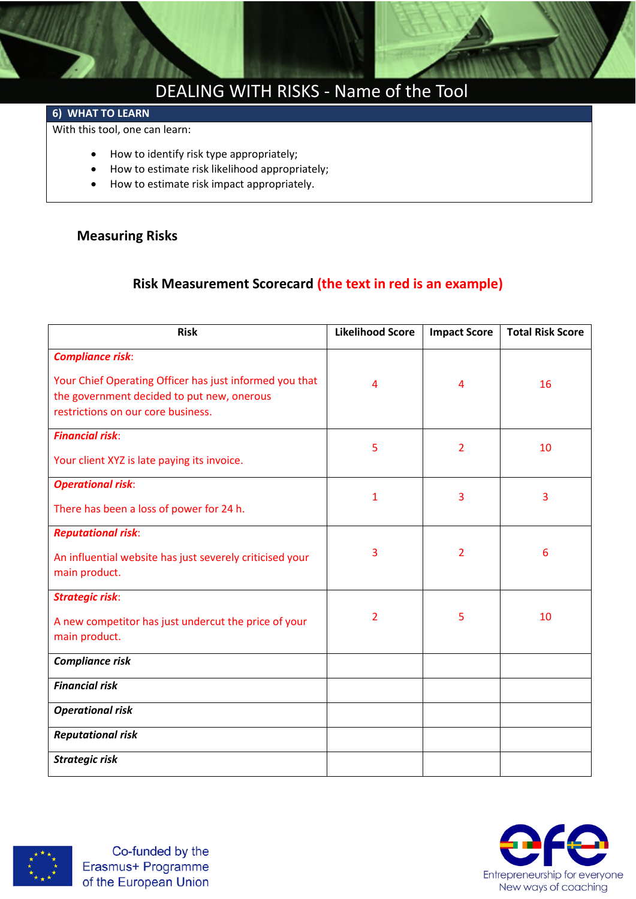## 6) WHAT TO LEARN

With this tool, one can learn:

- How to identify risk type appropriately;
- How to estimate risk likelihood appropriately;
- How to estimate risk impact appropriately.

### Measuring Risks

#### Risk Measurement Scorecard (the text in red is an example)

| Risk | Likelihood Score | Impact Score | Total Risk Score |
|---|---|---|---|
| ***Compliance risk***:<br><br>Your Chief Operating Officer has just informed you that the government decided to put new, onerous restrictions on our core business. | 4 | 4 | 16 |
| ***Financial risk***:<br><br>Your client XYZ is late paying its invoice. | 5 | 2 | 10 |
| ***Operational risk***:<br><br>There has been a loss of power for 24 h. | 1 | 3 | 3 |
| ***Reputational risk***:<br><br>An influential website has just severely criticised your main product. | 3 | 2 | 6 |
| ***Strategic risk***:<br><br>A new competitor has just undercut the price of your main product. | 2 | 5 | 10 |
| ***Compliance risk*** | | | |
| ***Financial risk*** | | | |
| ***Operational risk*** | | | |
| ***Reputational risk*** | | | |
| ***Strategic risk*** | | | |